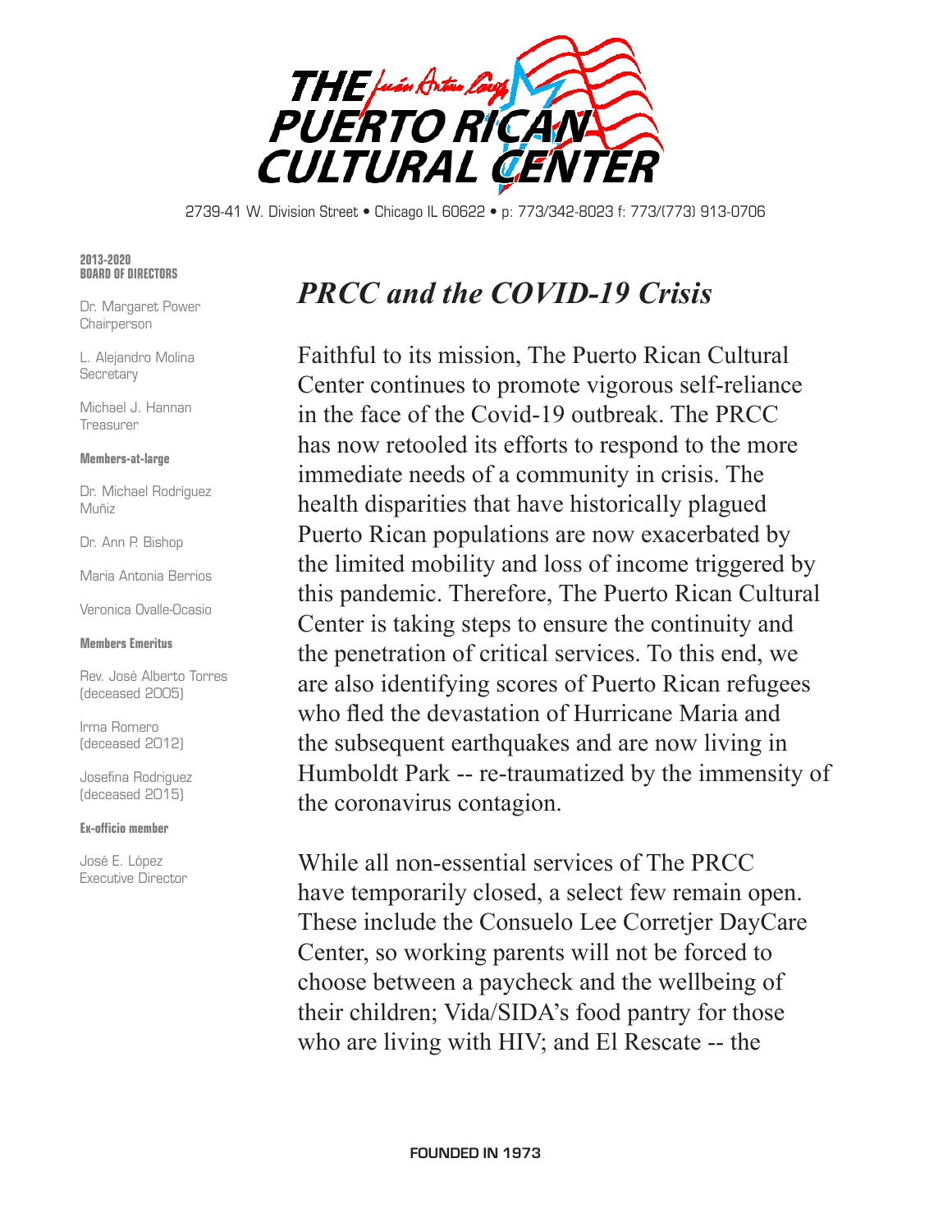# THE PUERTO RICAN CULTURAL CENTER

2739-41 W. Division Street • Chicago IL 60622 • p: 773/342-8023 f: 773/(773) 913-0706

**2013-2020 BOARD OF DIRECTORS**

Dr. Margaret Power
Chairperson

L. Alejandro Molina
Secretary

Michael J. Hannan
Treasurer

**Members-at-large**

Dr. Michael Rodríguez Muñiz

Dr. Ann P. Bishop

Maria Antonia Berrios

Veronica Ovalle-Ocasio

**Members Emeritus**

Rev. José Alberto Torres
(deceased 2005)

Irma Romero
(deceased 2012)

Josefina Rodriguez
(deceased 2015)

**Ex-officio member**

José E. López
Executive Director

## *PRCC and the COVID-19 Crisis*

Faithful to its mission, The Puerto Rican Cultural Center continues to promote vigorous self-reliance in the face of the Covid-19 outbreak. The PRCC has now retooled its efforts to respond to the more immediate needs of a community in crisis. The health disparities that have historically plagued Puerto Rican populations are now exacerbated by the limited mobility and loss of income triggered by this pandemic. Therefore, The Puerto Rican Cultural Center is taking steps to ensure the continuity and the penetration of critical services. To this end, we are also identifying scores of Puerto Rican refugees who fled the devastation of Hurricane Maria and the subsequent earthquakes and are now living in Humboldt Park -- re-traumatized by the immensity of the coronavirus contagion.

While all non-essential services of The PRCC have temporarily closed, a select few remain open. These include the Consuelo Lee Corretjer DayCare Center, so working parents will not be forced to choose between a paycheck and the wellbeing of their children; Vida/SIDA's food pantry for those who are living with HIV; and El Rescate -- the

**FOUNDED IN 1973**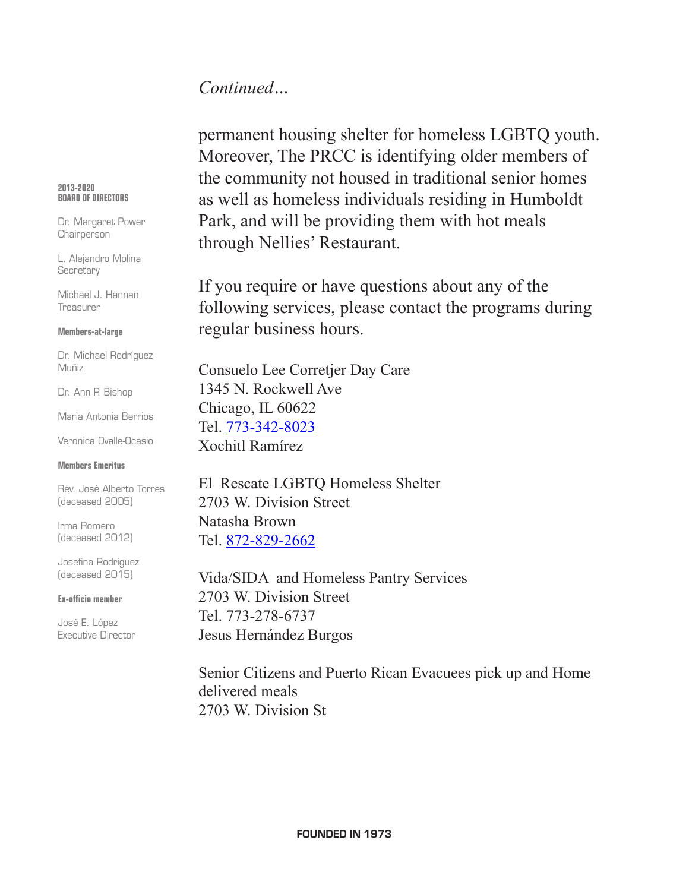*Continued…*

**2013-2020 BOARD OF DIRECTORS**

Dr. Margaret Power
Chairperson

L. Alejandro Molina
Secretary

Michael J. Hannan
Treasurer

**Members-at-large**

Dr. Michael Rodríguez Muñiz

Dr. Ann P. Bishop

Maria Antonia Berrios

Veronica Ovalle-Ocasio

**Members Emeritus**

Rev. José Alberto Torres (deceased 2005)

Irma Romero (deceased 2012)

Josefina Rodriguez (deceased 2015)

**Ex-officio member**

José E. López
Executive Director

permanent housing shelter for homeless LGBTQ youth. Moreover, The PRCC is identifying older members of the community not housed in traditional senior homes as well as homeless individuals residing in Humboldt Park, and will be providing them with hot meals through Nellies' Restaurant.

If you require or have questions about any of the following services, please contact the programs during regular business hours.

Consuelo Lee Corretjer Day Care
1345 N. Rockwell Ave
Chicago, IL 60622
Tel. 773-342-8023
Xochitl Ramírez

El Rescate LGBTQ Homeless Shelter
2703 W. Division Street
Natasha Brown
Tel. 872-829-2662

Vida/SIDA and Homeless Pantry Services
2703 W. Division Street
Tel. 773-278-6737
Jesus Hernández Burgos

Senior Citizens and Puerto Rican Evacuees pick up and Home delivered meals
2703 W. Division St

FOUNDED IN 1973